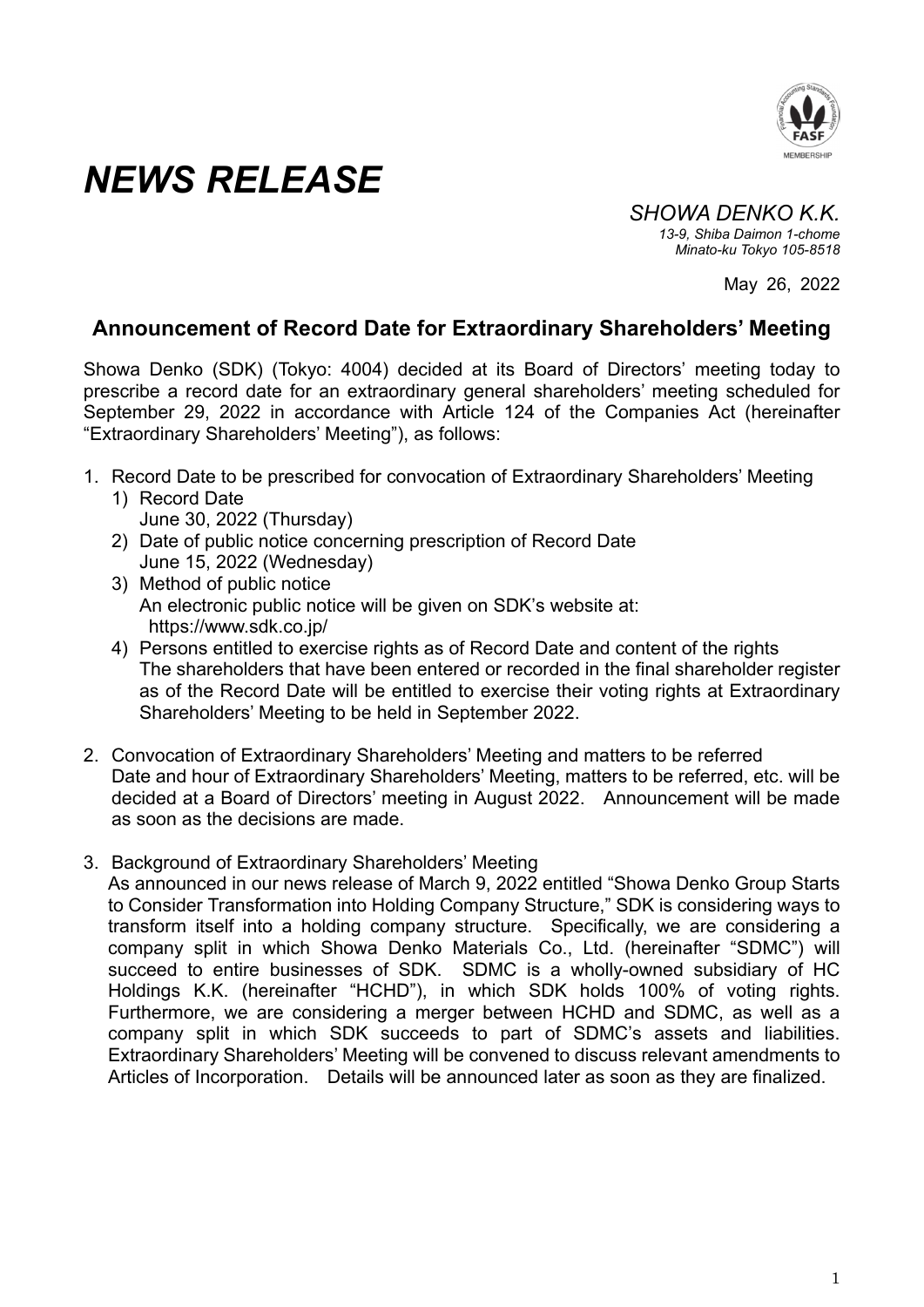# NEWS RELEASE

*SHOWA DENKO K.K.*
*13-9, Shiba Daimon 1-chome*
*Minato-ku Tokyo 105-8518*

May 26, 2022

## Announcement of Record Date for Extraordinary Shareholders' Meeting

Showa Denko (SDK) (Tokyo: 4004) decided at its Board of Directors' meeting today to prescribe a record date for an extraordinary general shareholders' meeting scheduled for September 29, 2022 in accordance with Article 124 of the Companies Act (hereinafter "Extraordinary Shareholders' Meeting"), as follows:

1. Record Date to be prescribed for convocation of Extraordinary Shareholders' Meeting
   1) Record Date
      June 30, 2022 (Thursday)
   2) Date of public notice concerning prescription of Record Date
      June 15, 2022 (Wednesday)
   3) Method of public notice
      An electronic public notice will be given on SDK's website at:
      https://www.sdk.co.jp/
   4) Persons entitled to exercise rights as of Record Date and content of the rights
      The shareholders that have been entered or recorded in the final shareholder register as of the Record Date will be entitled to exercise their voting rights at Extraordinary Shareholders' Meeting to be held in September 2022.

2. Convocation of Extraordinary Shareholders' Meeting and matters to be referred
   Date and hour of Extraordinary Shareholders' Meeting, matters to be referred, etc. will be decided at a Board of Directors' meeting in August 2022. Announcement will be made as soon as the decisions are made.

3. Background of Extraordinary Shareholders' Meeting
   As announced in our news release of March 9, 2022 entitled "Showa Denko Group Starts to Consider Transformation into Holding Company Structure," SDK is considering ways to transform itself into a holding company structure. Specifically, we are considering a company split in which Showa Denko Materials Co., Ltd. (hereinafter "SDMC") will succeed to entire businesses of SDK. SDMC is a wholly-owned subsidiary of HC Holdings K.K. (hereinafter "HCHD"), in which SDK holds 100% of voting rights. Furthermore, we are considering a merger between HCHD and SDMC, as well as a company split in which SDK succeeds to part of SDMC's assets and liabilities. Extraordinary Shareholders' Meeting will be convened to discuss relevant amendments to Articles of Incorporation. Details will be announced later as soon as they are finalized.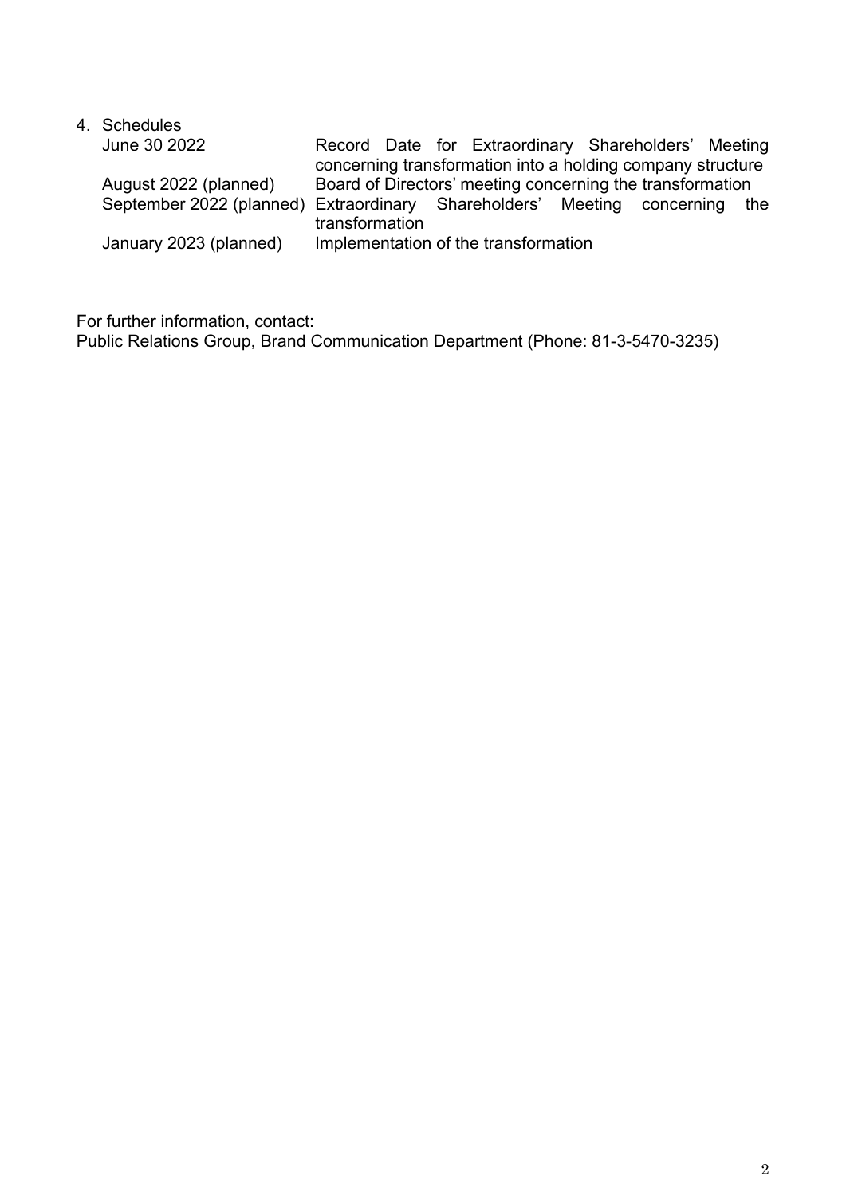4. Schedules

| | |
|---|---|
| June 30 2022 | Record Date for Extraordinary Shareholders' Meeting concerning transformation into a holding company structure |
| August 2022 (planned) | Board of Directors' meeting concerning the transformation |
| September 2022 (planned) | Extraordinary Shareholders' Meeting concerning the transformation |
| January 2023 (planned) | Implementation of the transformation |

For further information, contact:
Public Relations Group, Brand Communication Department (Phone: 81-3-5470-3235)